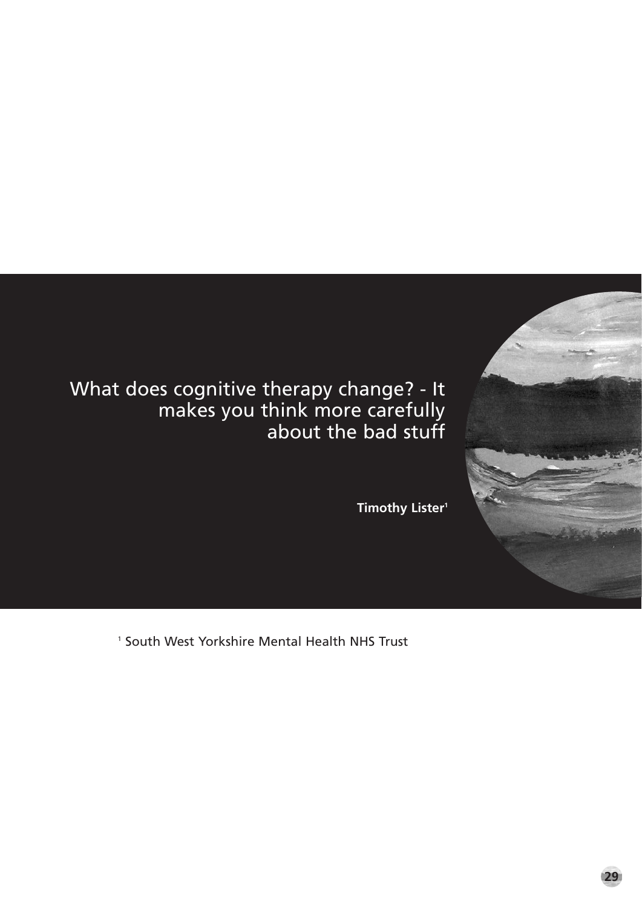# What does cognitive therapy change? - It makes you think more carefully about the bad stuff

**Timothy Lister[1]**

[1] South West Yorkshire Mental Health NHS Trust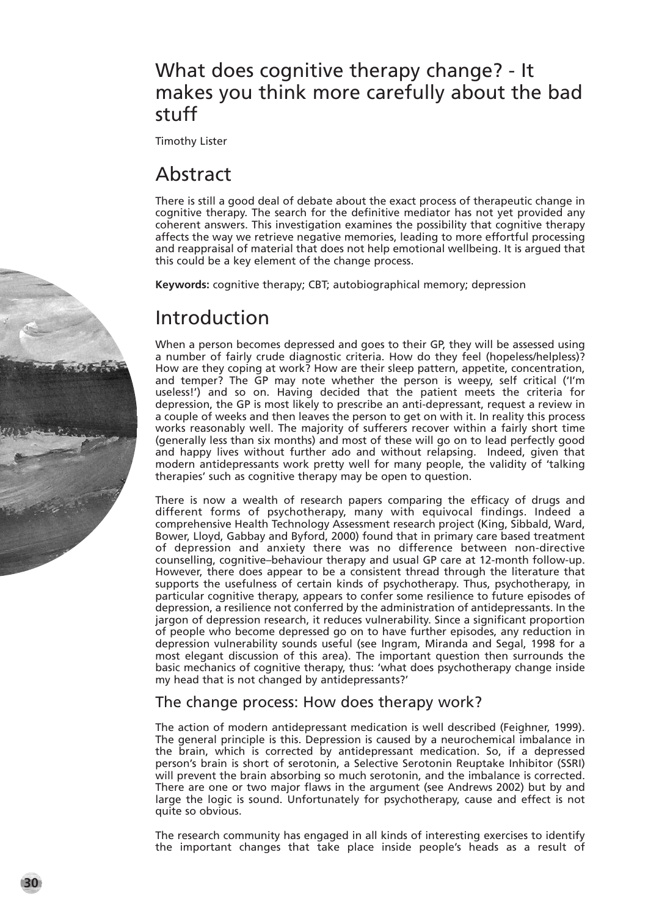# What does cognitive therapy change? - It makes you think more carefully about the bad stuff

Timothy Lister

## Abstract

There is still a good deal of debate about the exact process of therapeutic change in cognitive therapy. The search for the definitive mediator has not yet provided any coherent answers. This investigation examines the possibility that cognitive therapy affects the way we retrieve negative memories, leading to more effortful processing and reappraisal of material that does not help emotional wellbeing. It is argued that this could be a key element of the change process.

**Keywords:** cognitive therapy; CBT; autobiographical memory; depression

## Introduction

When a person becomes depressed and goes to their GP, they will be assessed using a number of fairly crude diagnostic criteria. How do they feel (hopeless/helpless)? How are they coping at work? How are their sleep pattern, appetite, concentration, and temper? The GP may note whether the person is weepy, self critical ('I'm useless!') and so on. Having decided that the patient meets the criteria for depression, the GP is most likely to prescribe an anti-depressant, request a review in a couple of weeks and then leaves the person to get on with it. In reality this process works reasonably well. The majority of sufferers recover within a fairly short time (generally less than six months) and most of these will go on to lead perfectly good and happy lives without further ado and without relapsing. Indeed, given that modern antidepressants work pretty well for many people, the validity of 'talking therapies' such as cognitive therapy may be open to question.

There is now a wealth of research papers comparing the efficacy of drugs and different forms of psychotherapy, many with equivocal findings. Indeed a comprehensive Health Technology Assessment research project (King, Sibbald, Ward, Bower, Lloyd, Gabbay and Byford, 2000) found that in primary care based treatment of depression and anxiety there was no difference between non-directive counselling, cognitive–behaviour therapy and usual GP care at 12-month follow-up. However, there does appear to be a consistent thread through the literature that supports the usefulness of certain kinds of psychotherapy. Thus, psychotherapy, in particular cognitive therapy, appears to confer some resilience to future episodes of depression, a resilience not conferred by the administration of antidepressants. In the jargon of depression research, it reduces vulnerability. Since a significant proportion of people who become depressed go on to have further episodes, any reduction in depression vulnerability sounds useful (see Ingram, Miranda and Segal, 1998 for a most elegant discussion of this area). The important question then surrounds the basic mechanics of cognitive therapy, thus: 'what does psychotherapy change inside my head that is not changed by antidepressants?'

### The change process: How does therapy work?

The action of modern antidepressant medication is well described (Feighner, 1999). The general principle is this. Depression is caused by a neurochemical imbalance in the brain, which is corrected by antidepressant medication. So, if a depressed person's brain is short of serotonin, a Selective Serotonin Reuptake Inhibitor (SSRI) will prevent the brain absorbing so much serotonin, and the imbalance is corrected. There are one or two major flaws in the argument (see Andrews 2002) but by and large the logic is sound. Unfortunately for psychotherapy, cause and effect is not quite so obvious.

The research community has engaged in all kinds of interesting exercises to identify the important changes that take place inside people's heads as a result of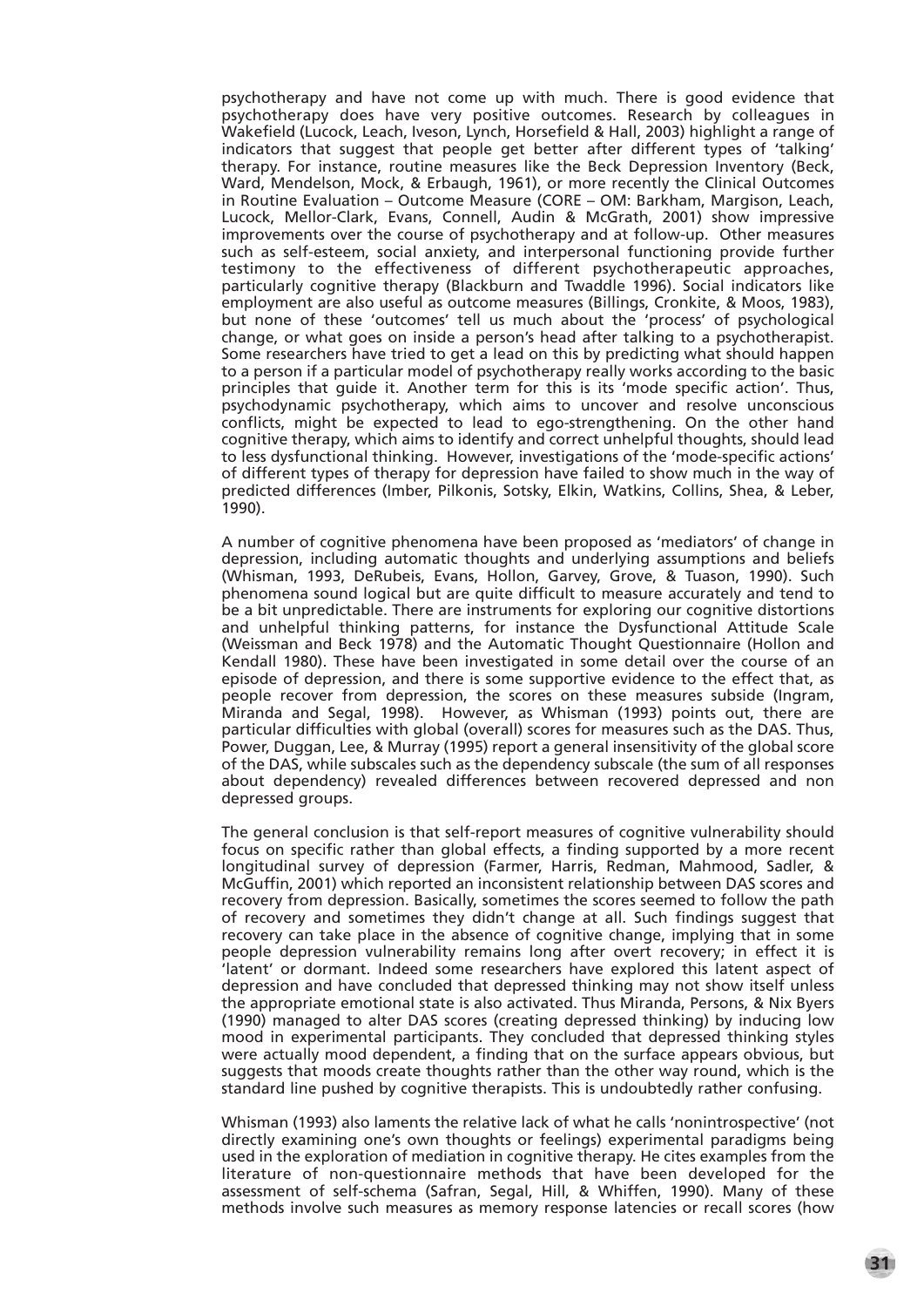psychotherapy and have not come up with much. There is good evidence that psychotherapy does have very positive outcomes. Research by colleagues in Wakefield (Lucock, Leach, Iveson, Lynch, Horsefield & Hall, 2003) highlight a range of indicators that suggest that people get better after different types of 'talking' therapy. For instance, routine measures like the Beck Depression Inventory (Beck, Ward, Mendelson, Mock, & Erbaugh, 1961), or more recently the Clinical Outcomes in Routine Evaluation – Outcome Measure (CORE – OM: Barkham, Margison, Leach, Lucock, Mellor-Clark, Evans, Connell, Audin & McGrath, 2001) show impressive improvements over the course of psychotherapy and at follow-up. Other measures such as self-esteem, social anxiety, and interpersonal functioning provide further testimony to the effectiveness of different psychotherapeutic approaches, particularly cognitive therapy (Blackburn and Twaddle 1996). Social indicators like employment are also useful as outcome measures (Billings, Cronkite, & Moos, 1983), but none of these 'outcomes' tell us much about the 'process' of psychological change, or what goes on inside a person's head after talking to a psychotherapist. Some researchers have tried to get a lead on this by predicting what should happen to a person if a particular model of psychotherapy really works according to the basic principles that guide it. Another term for this is its 'mode specific action'. Thus, psychodynamic psychotherapy, which aims to uncover and resolve unconscious conflicts, might be expected to lead to ego-strengthening. On the other hand cognitive therapy, which aims to identify and correct unhelpful thoughts, should lead to less dysfunctional thinking. However, investigations of the 'mode-specific actions' of different types of therapy for depression have failed to show much in the way of predicted differences (Imber, Pilkonis, Sotsky, Elkin, Watkins, Collins, Shea, & Leber, 1990).

A number of cognitive phenomena have been proposed as 'mediators' of change in depression, including automatic thoughts and underlying assumptions and beliefs (Whisman, 1993, DeRubeis, Evans, Hollon, Garvey, Grove, & Tuason, 1990). Such phenomena sound logical but are quite difficult to measure accurately and tend to be a bit unpredictable. There are instruments for exploring our cognitive distortions and unhelpful thinking patterns, for instance the Dysfunctional Attitude Scale (Weissman and Beck 1978) and the Automatic Thought Questionnaire (Hollon and Kendall 1980). These have been investigated in some detail over the course of an episode of depression, and there is some supportive evidence to the effect that, as people recover from depression, the scores on these measures subside (Ingram, Miranda and Segal, 1998). However, as Whisman (1993) points out, there are particular difficulties with global (overall) scores for measures such as the DAS. Thus, Power, Duggan, Lee, & Murray (1995) report a general insensitivity of the global score of the DAS, while subscales such as the dependency subscale (the sum of all responses about dependency) revealed differences between recovered depressed and non depressed groups.

The general conclusion is that self-report measures of cognitive vulnerability should focus on specific rather than global effects, a finding supported by a more recent longitudinal survey of depression (Farmer, Harris, Redman, Mahmood, Sadler, & McGuffin, 2001) which reported an inconsistent relationship between DAS scores and recovery from depression. Basically, sometimes the scores seemed to follow the path of recovery and sometimes they didn't change at all. Such findings suggest that recovery can take place in the absence of cognitive change, implying that in some people depression vulnerability remains long after overt recovery; in effect it is 'latent' or dormant. Indeed some researchers have explored this latent aspect of depression and have concluded that depressed thinking may not show itself unless the appropriate emotional state is also activated. Thus Miranda, Persons, & Nix Byers (1990) managed to alter DAS scores (creating depressed thinking) by inducing low mood in experimental participants. They concluded that depressed thinking styles were actually mood dependent, a finding that on the surface appears obvious, but suggests that moods create thoughts rather than the other way round, which is the standard line pushed by cognitive therapists. This is undoubtedly rather confusing.

Whisman (1993) also laments the relative lack of what he calls 'nonintrospective' (not directly examining one's own thoughts or feelings) experimental paradigms being used in the exploration of mediation in cognitive therapy. He cites examples from the literature of non-questionnaire methods that have been developed for the assessment of self-schema (Safran, Segal, Hill, & Whiffen, 1990). Many of these methods involve such measures as memory response latencies or recall scores (how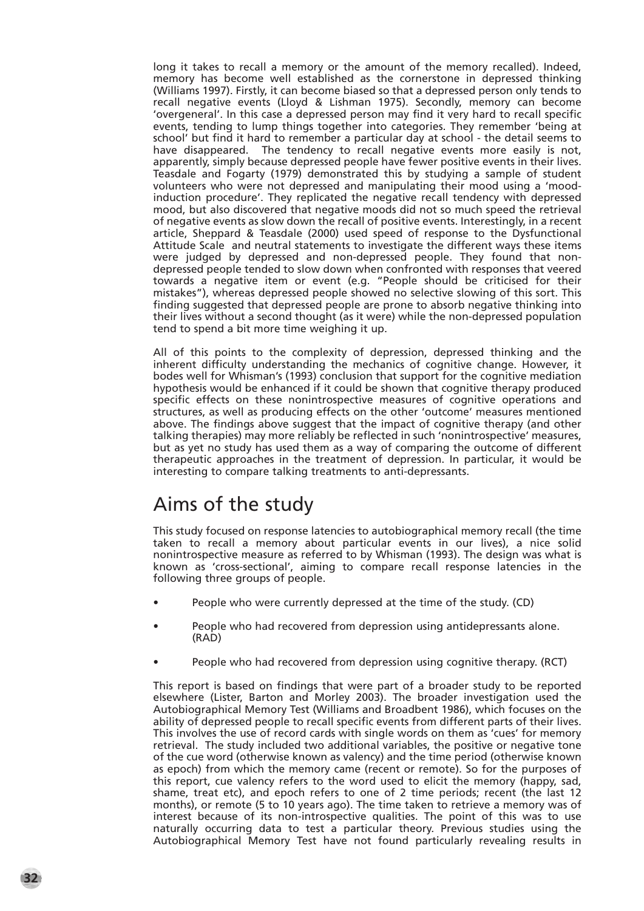long it takes to recall a memory or the amount of the memory recalled). Indeed, memory has become well established as the cornerstone in depressed thinking (Williams 1997). Firstly, it can become biased so that a depressed person only tends to recall negative events (Lloyd & Lishman 1975). Secondly, memory can become 'overgeneral'. In this case a depressed person may find it very hard to recall specific events, tending to lump things together into categories. They remember 'being at school' but find it hard to remember a particular day at school - the detail seems to have disappeared. The tendency to recall negative events more easily is not, apparently, simply because depressed people have fewer positive events in their lives. Teasdale and Fogarty (1979) demonstrated this by studying a sample of student volunteers who were not depressed and manipulating their mood using a 'mood-induction procedure'. They replicated the negative recall tendency with depressed mood, but also discovered that negative moods did not so much speed the retrieval of negative events as slow down the recall of positive events. Interestingly, in a recent article, Sheppard & Teasdale (2000) used speed of response to the Dysfunctional Attitude Scale and neutral statements to investigate the different ways these items were judged by depressed and non-depressed people. They found that non-depressed people tended to slow down when confronted with responses that veered towards a negative item or event (e.g. "People should be criticised for their mistakes"), whereas depressed people showed no selective slowing of this sort. This finding suggested that depressed people are prone to absorb negative thinking into their lives without a second thought (as it were) while the non-depressed population tend to spend a bit more time weighing it up.

All of this points to the complexity of depression, depressed thinking and the inherent difficulty understanding the mechanics of cognitive change. However, it bodes well for Whisman's (1993) conclusion that support for the cognitive mediation hypothesis would be enhanced if it could be shown that cognitive therapy produced specific effects on these nonintrospective measures of cognitive operations and structures, as well as producing effects on the other 'outcome' measures mentioned above. The findings above suggest that the impact of cognitive therapy (and other talking therapies) may more reliably be reflected in such 'nonintrospective' measures, but as yet no study has used them as a way of comparing the outcome of different therapeutic approaches in the treatment of depression. In particular, it would be interesting to compare talking treatments to anti-depressants.

## Aims of the study

This study focused on response latencies to autobiographical memory recall (the time taken to recall a memory about particular events in our lives), a nice solid nonintrospective measure as referred to by Whisman (1993). The design was what is known as 'cross-sectional', aiming to compare recall response latencies in the following three groups of people.

- People who were currently depressed at the time of the study. (CD)
- People who had recovered from depression using antidepressants alone. (RAD)
- People who had recovered from depression using cognitive therapy. (RCT)

This report is based on findings that were part of a broader study to be reported elsewhere (Lister, Barton and Morley 2003). The broader investigation used the Autobiographical Memory Test (Williams and Broadbent 1986), which focuses on the ability of depressed people to recall specific events from different parts of their lives. This involves the use of record cards with single words on them as 'cues' for memory retrieval. The study included two additional variables, the positive or negative tone of the cue word (otherwise known as valency) and the time period (otherwise known as epoch) from which the memory came (recent or remote). So for the purposes of this report, cue valency refers to the word used to elicit the memory (happy, sad, shame, treat etc), and epoch refers to one of 2 time periods; recent (the last 12 months), or remote (5 to 10 years ago). The time taken to retrieve a memory was of interest because of its non-introspective qualities. The point of this was to use naturally occurring data to test a particular theory. Previous studies using the Autobiographical Memory Test have not found particularly revealing results in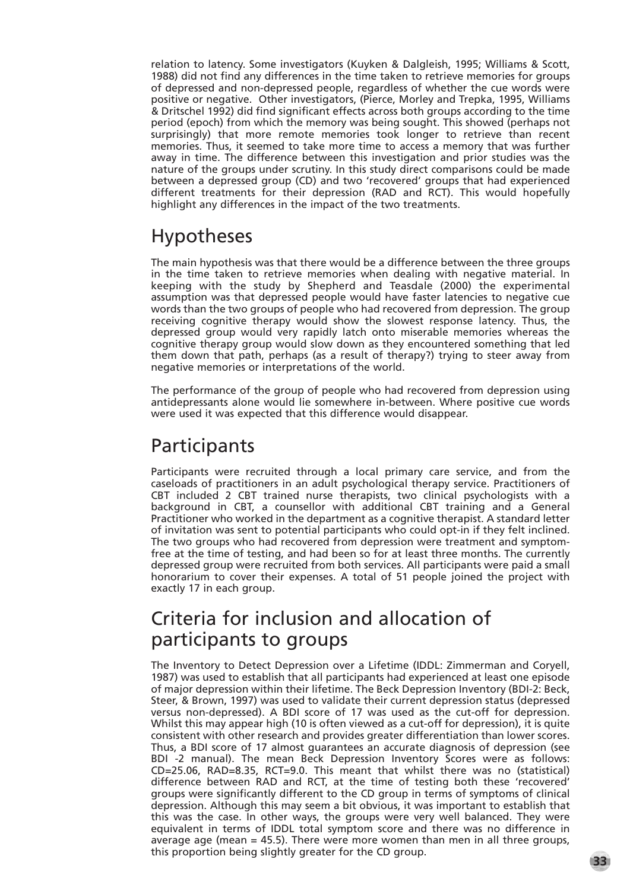relation to latency. Some investigators (Kuyken & Dalgleish, 1995; Williams & Scott, 1988) did not find any differences in the time taken to retrieve memories for groups of depressed and non-depressed people, regardless of whether the cue words were positive or negative. Other investigators, (Pierce, Morley and Trepka, 1995, Williams & Dritschel 1992) did find significant effects across both groups according to the time period (epoch) from which the memory was being sought. This showed (perhaps not surprisingly) that more remote memories took longer to retrieve than recent memories. Thus, it seemed to take more time to access a memory that was further away in time. The difference between this investigation and prior studies was the nature of the groups under scrutiny. In this study direct comparisons could be made between a depressed group (CD) and two 'recovered' groups that had experienced different treatments for their depression (RAD and RCT). This would hopefully highlight any differences in the impact of the two treatments.

## Hypotheses

The main hypothesis was that there would be a difference between the three groups in the time taken to retrieve memories when dealing with negative material. In keeping with the study by Shepherd and Teasdale (2000) the experimental assumption was that depressed people would have faster latencies to negative cue words than the two groups of people who had recovered from depression. The group receiving cognitive therapy would show the slowest response latency. Thus, the depressed group would very rapidly latch onto miserable memories whereas the cognitive therapy group would slow down as they encountered something that led them down that path, perhaps (as a result of therapy?) trying to steer away from negative memories or interpretations of the world.

The performance of the group of people who had recovered from depression using antidepressants alone would lie somewhere in-between. Where positive cue words were used it was expected that this difference would disappear.

## Participants

Participants were recruited through a local primary care service, and from the caseloads of practitioners in an adult psychological therapy service. Practitioners of CBT included 2 CBT trained nurse therapists, two clinical psychologists with a background in CBT, a counsellor with additional CBT training and a General Practitioner who worked in the department as a cognitive therapist. A standard letter of invitation was sent to potential participants who could opt-in if they felt inclined. The two groups who had recovered from depression were treatment and symptom-free at the time of testing, and had been so for at least three months. The currently depressed group were recruited from both services. All participants were paid a small honorarium to cover their expenses. A total of 51 people joined the project with exactly 17 in each group.

## Criteria for inclusion and allocation of participants to groups

The Inventory to Detect Depression over a Lifetime (IDDL: Zimmerman and Coryell, 1987) was used to establish that all participants had experienced at least one episode of major depression within their lifetime. The Beck Depression Inventory (BDI-2: Beck, Steer, & Brown, 1997) was used to validate their current depression status (depressed versus non-depressed). A BDI score of 17 was used as the cut-off for depression. Whilst this may appear high (10 is often viewed as a cut-off for depression), it is quite consistent with other research and provides greater differentiation than lower scores. Thus, a BDI score of 17 almost guarantees an accurate diagnosis of depression (see BDI -2 manual). The mean Beck Depression Inventory Scores were as follows: CD=25.06, RAD=8.35, RCT=9.0. This meant that whilst there was no (statistical) difference between RAD and RCT, at the time of testing both these 'recovered' groups were significantly different to the CD group in terms of symptoms of clinical depression. Although this may seem a bit obvious, it was important to establish that this was the case. In other ways, the groups were very well balanced. They were equivalent in terms of IDDL total symptom score and there was no difference in average age (mean = 45.5). There were more women than men in all three groups, this proportion being slightly greater for the CD group.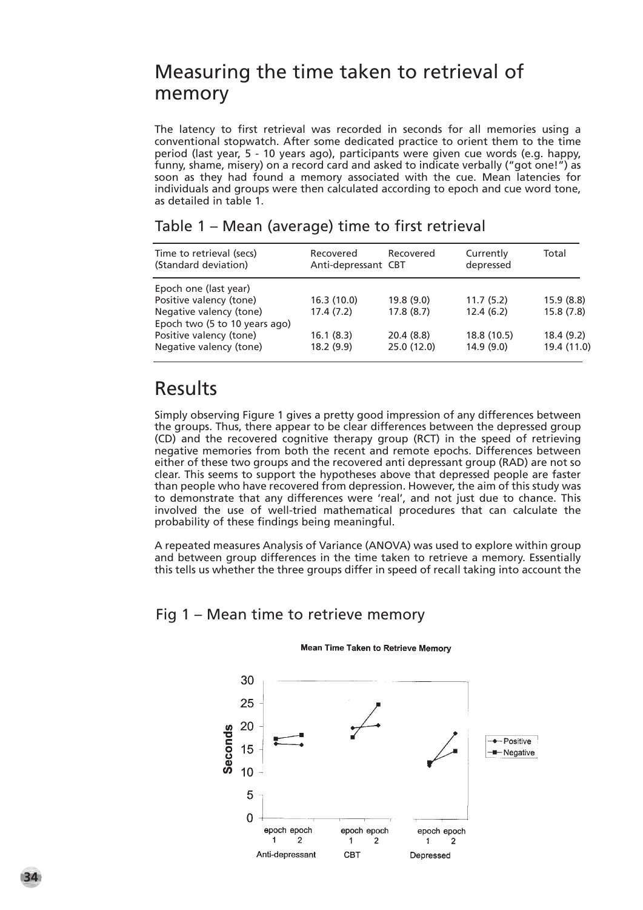## Measuring the time taken to retrieval of memory

The latency to first retrieval was recorded in seconds for all memories using a conventional stopwatch. After some dedicated practice to orient them to the time period (last year, 5 - 10 years ago), participants were given cue words (e.g. happy, funny, shame, misery) on a record card and asked to indicate verbally ("got one!") as soon as they had found a memory associated with the cue. Mean latencies for individuals and groups were then calculated according to epoch and cue word tone, as detailed in table 1.

### Table 1 – Mean (average) time to first retrieval

| Time to retrieval (secs) (Standard deviation) | Recovered Anti-depressant | Recovered CBT | Currently depressed | Total |
|---|---|---|---|---|
| Epoch one (last year) | | | | |
| Positive valency (tone) | 16.3 (10.0) | 19.8 (9.0) | 11.7 (5.2) | 15.9 (8.8) |
| Negative valency (tone) | 17.4 (7.2) | 17.8 (8.7) | 12.4 (6.2) | 15.8 (7.8) |
| Epoch two (5 to 10 years ago) | | | | |
| Positive valency (tone) | 16.1 (8.3) | 20.4 (8.8) | 18.8 (10.5) | 18.4 (9.2) |
| Negative valency (tone) | 18.2 (9.9) | 25.0 (12.0) | 14.9 (9.0) | 19.4 (11.0) |

## Results

Simply observing Figure 1 gives a pretty good impression of any differences between the groups. Thus, there appear to be clear differences between the depressed group (CD) and the recovered cognitive therapy group (RCT) in the speed of retrieving negative memories from both the recent and remote epochs. Differences between either of these two groups and the recovered anti depressant group (RAD) are not so clear. This seems to support the hypotheses above that depressed people are faster than people who have recovered from depression. However, the aim of this study was to demonstrate that any differences were 'real', and not just due to chance. This involved the use of well-tried mathematical procedures that can calculate the probability of these findings being meaningful.

A repeated measures Analysis of Variance (ANOVA) was used to explore within group and between group differences in the time taken to retrieve a memory. Essentially this tells us whether the three groups differ in speed of recall taking into account the

### Fig 1 – Mean time to retrieve memory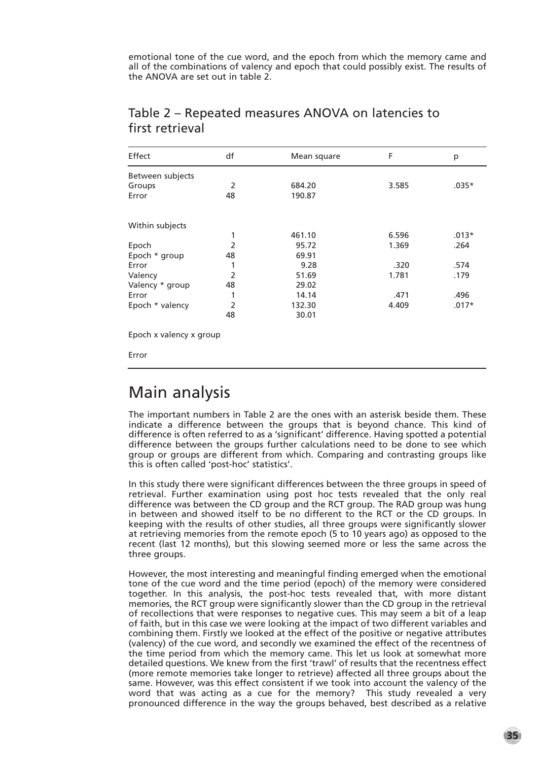emotional tone of the cue word, and the epoch from which the memory came and all of the combinations of valency and epoch that could possibly exist. The results of the ANOVA are set out in table 2.

## Table 2 – Repeated measures ANOVA on latencies to first retrieval

| Effect | df | Mean square | F | p |
|---|---|---|---|---|
| Between subjects | | | | |
| Groups | 2 | 684.20 | 3.585 | .035* |
| Error | 48 | 190.87 | | |
| | | | | |
| Within subjects | | | | |
| | 1 | 461.10 | 6.596 | .013* |
| Epoch | 2 | 95.72 | 1.369 | .264 |
| Epoch * group | 48 | 69.91 | | |
| Error | 1 | 9.28 | .320 | .574 |
| Valency | 2 | 51.69 | 1.781 | .179 |
| Valency * group | 48 | 29.02 | | |
| Error | 1 | 14.14 | .471 | .496 |
| Epoch * valency | 2 | 132.30 | 4.409 | .017* |
| | 48 | 30.01 | | |
| Epoch x valency x group | | | | |
| Error | | | | |

# Main analysis

The important numbers in Table 2 are the ones with an asterisk beside them. These indicate a difference between the groups that is beyond chance. This kind of difference is often referred to as a 'significant' difference. Having spotted a potential difference between the groups further calculations need to be done to see which group or groups are different from which. Comparing and contrasting groups like this is often called 'post-hoc' statistics'.

In this study there were significant differences between the three groups in speed of retrieval. Further examination using post hoc tests revealed that the only real difference was between the CD group and the RCT group. The RAD group was hung in between and showed itself to be no different to the RCT or the CD groups. In keeping with the results of other studies, all three groups were significantly slower at retrieving memories from the remote epoch (5 to 10 years ago) as opposed to the recent (last 12 months), but this slowing seemed more or less the same across the three groups.

However, the most interesting and meaningful finding emerged when the emotional tone of the cue word and the time period (epoch) of the memory were considered together. In this analysis, the post-hoc tests revealed that, with more distant memories, the RCT group were significantly slower than the CD group in the retrieval of recollections that were responses to negative cues. This may seem a bit of a leap of faith, but in this case we were looking at the impact of two different variables and combining them. Firstly we looked at the effect of the positive or negative attributes (valency) of the cue word, and secondly we examined the effect of the recentness of the time period from which the memory came. This let us look at somewhat more detailed questions. We knew from the first 'trawl' of results that the recentness effect (more remote memories take longer to retrieve) affected all three groups about the same. However, was this effect consistent if we took into account the valency of the word that was acting as a cue for the memory? This study revealed a very pronounced difference in the way the groups behaved, best described as a relative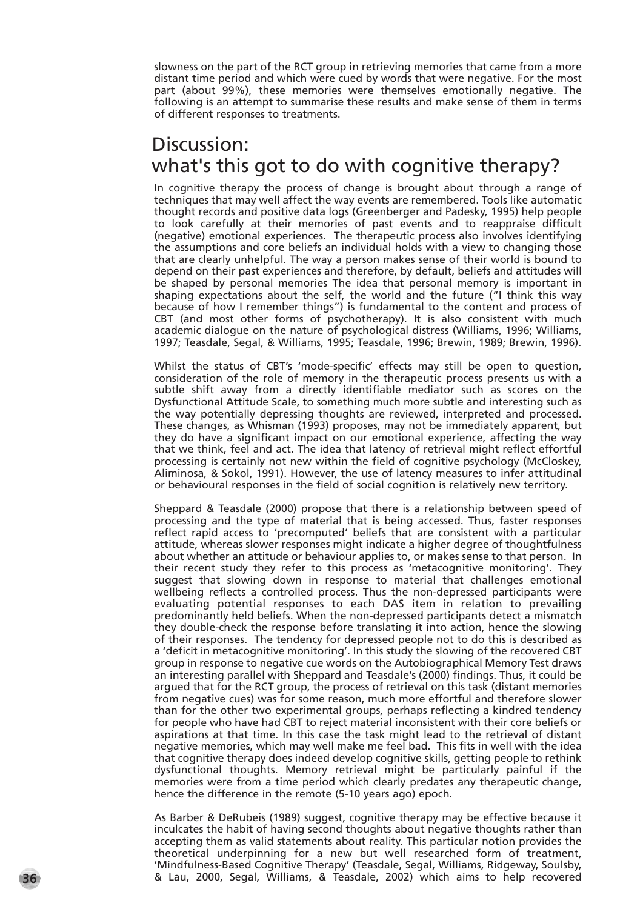slowness on the part of the RCT group in retrieving memories that came from a more distant time period and which were cued by words that were negative. For the most part (about 99%), these memories were themselves emotionally negative. The following is an attempt to summarise these results and make sense of them in terms of different responses to treatments.

## Discussion: what's this got to do with cognitive therapy?

In cognitive therapy the process of change is brought about through a range of techniques that may well affect the way events are remembered. Tools like automatic thought records and positive data logs (Greenberger and Padesky, 1995) help people to look carefully at their memories of past events and to reappraise difficult (negative) emotional experiences. The therapeutic process also involves identifying the assumptions and core beliefs an individual holds with a view to changing those that are clearly unhelpful. The way a person makes sense of their world is bound to depend on their past experiences and therefore, by default, beliefs and attitudes will be shaped by personal memories The idea that personal memory is important in shaping expectations about the self, the world and the future ("I think this way because of how I remember things") is fundamental to the content and process of CBT (and most other forms of psychotherapy). It is also consistent with much academic dialogue on the nature of psychological distress (Williams, 1996; Williams, 1997; Teasdale, Segal, & Williams, 1995; Teasdale, 1996; Brewin, 1989; Brewin, 1996).

Whilst the status of CBT's 'mode-specific' effects may still be open to question, consideration of the role of memory in the therapeutic process presents us with a subtle shift away from a directly identifiable mediator such as scores on the Dysfunctional Attitude Scale, to something much more subtle and interesting such as the way potentially depressing thoughts are reviewed, interpreted and processed. These changes, as Whisman (1993) proposes, may not be immediately apparent, but they do have a significant impact on our emotional experience, affecting the way that we think, feel and act. The idea that latency of retrieval might reflect effortful processing is certainly not new within the field of cognitive psychology (McCloskey, Aliminosa, & Sokol, 1991). However, the use of latency measures to infer attitudinal or behavioural responses in the field of social cognition is relatively new territory.

Sheppard & Teasdale (2000) propose that there is a relationship between speed of processing and the type of material that is being accessed. Thus, faster responses reflect rapid access to 'precomputed' beliefs that are consistent with a particular attitude, whereas slower responses might indicate a higher degree of thoughtfulness about whether an attitude or behaviour applies to, or makes sense to that person. In their recent study they refer to this process as 'metacognitive monitoring'. They suggest that slowing down in response to material that challenges emotional wellbeing reflects a controlled process. Thus the non-depressed participants were evaluating potential responses to each DAS item in relation to prevailing predominantly held beliefs. When the non-depressed participants detect a mismatch they double-check the response before translating it into action, hence the slowing of their responses. The tendency for depressed people not to do this is described as a 'deficit in metacognitive monitoring'. In this study the slowing of the recovered CBT group in response to negative cue words on the Autobiographical Memory Test draws an interesting parallel with Sheppard and Teasdale's (2000) findings. Thus, it could be argued that for the RCT group, the process of retrieval on this task (distant memories from negative cues) was for some reason, much more effortful and therefore slower than for the other two experimental groups, perhaps reflecting a kindred tendency for people who have had CBT to reject material inconsistent with their core beliefs or aspirations at that time. In this case the task might lead to the retrieval of distant negative memories, which may well make me feel bad. This fits in well with the idea that cognitive therapy does indeed develop cognitive skills, getting people to rethink dysfunctional thoughts. Memory retrieval might be particularly painful if the memories were from a time period which clearly predates any therapeutic change, hence the difference in the remote (5-10 years ago) epoch.

As Barber & DeRubeis (1989) suggest, cognitive therapy may be effective because it inculcates the habit of having second thoughts about negative thoughts rather than accepting them as valid statements about reality. This particular notion provides the theoretical underpinning for a new but well researched form of treatment, 'Mindfulness-Based Cognitive Therapy' (Teasdale, Segal, Williams, Ridgeway, Soulsby, & Lau, 2000, Segal, Williams, & Teasdale, 2002) which aims to help recovered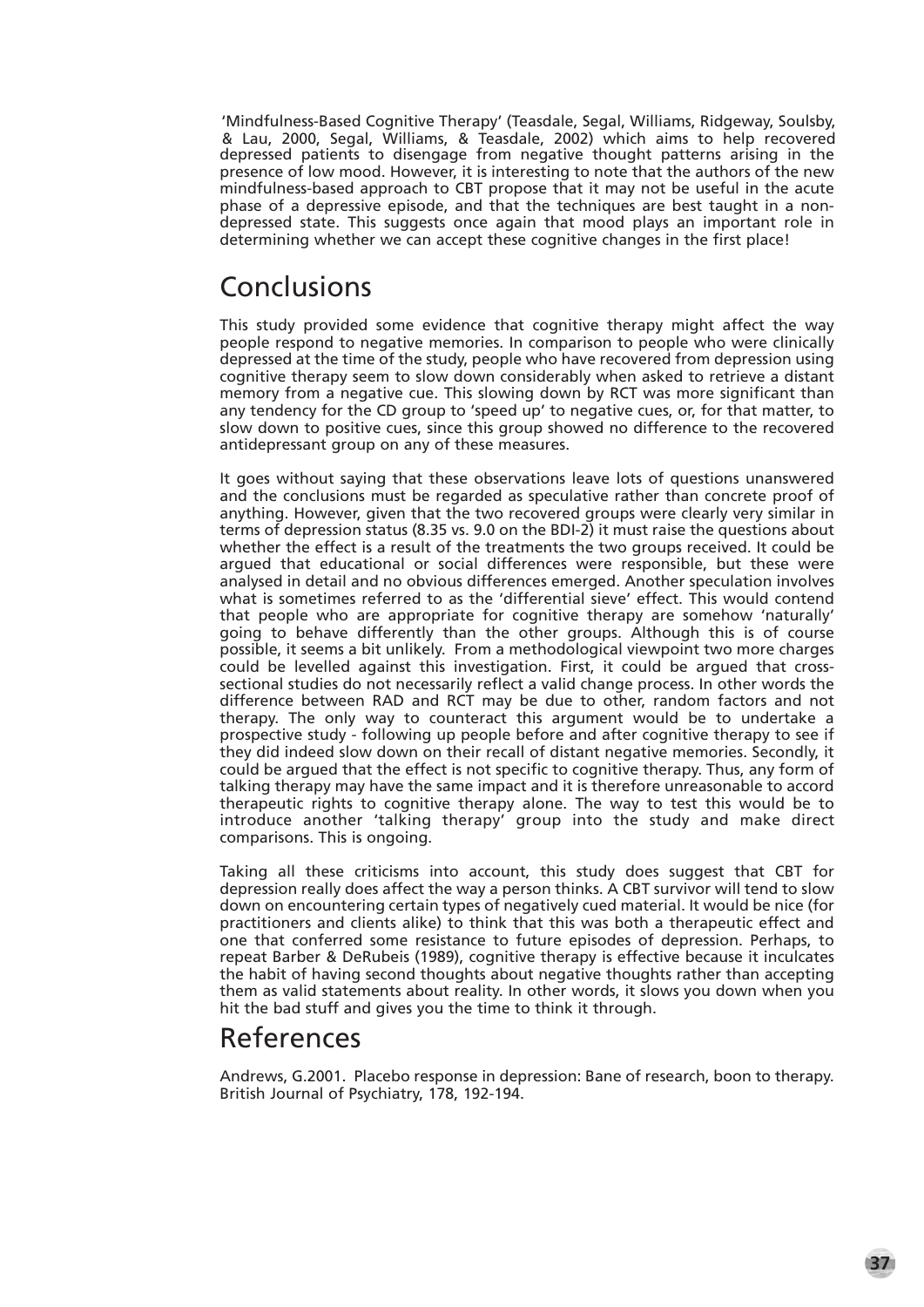'Mindfulness-Based Cognitive Therapy' (Teasdale, Segal, Williams, Ridgeway, Soulsby, & Lau, 2000, Segal, Williams, & Teasdale, 2002) which aims to help recovered depressed patients to disengage from negative thought patterns arising in the presence of low mood. However, it is interesting to note that the authors of the new mindfulness-based approach to CBT propose that it may not be useful in the acute phase of a depressive episode, and that the techniques are best taught in a non-depressed state. This suggests once again that mood plays an important role in determining whether we can accept these cognitive changes in the first place!

## Conclusions

This study provided some evidence that cognitive therapy might affect the way people respond to negative memories. In comparison to people who were clinically depressed at the time of the study, people who have recovered from depression using cognitive therapy seem to slow down considerably when asked to retrieve a distant memory from a negative cue. This slowing down by RCT was more significant than any tendency for the CD group to 'speed up' to negative cues, or, for that matter, to slow down to positive cues, since this group showed no difference to the recovered antidepressant group on any of these measures.

It goes without saying that these observations leave lots of questions unanswered and the conclusions must be regarded as speculative rather than concrete proof of anything. However, given that the two recovered groups were clearly very similar in terms of depression status (8.35 vs. 9.0 on the BDI-2) it must raise the questions about whether the effect is a result of the treatments the two groups received. It could be argued that educational or social differences were responsible, but these were analysed in detail and no obvious differences emerged. Another speculation involves what is sometimes referred to as the 'differential sieve' effect. This would contend that people who are appropriate for cognitive therapy are somehow 'naturally' going to behave differently than the other groups. Although this is of course possible, it seems a bit unlikely. From a methodological viewpoint two more charges could be levelled against this investigation. First, it could be argued that cross-sectional studies do not necessarily reflect a valid change process. In other words the difference between RAD and RCT may be due to other, random factors and not therapy. The only way to counteract this argument would be to undertake a prospective study - following up people before and after cognitive therapy to see if they did indeed slow down on their recall of distant negative memories. Secondly, it could be argued that the effect is not specific to cognitive therapy. Thus, any form of talking therapy may have the same impact and it is therefore unreasonable to accord therapeutic rights to cognitive therapy alone. The way to test this would be to introduce another 'talking therapy' group into the study and make direct comparisons. This is ongoing.

Taking all these criticisms into account, this study does suggest that CBT for depression really does affect the way a person thinks. A CBT survivor will tend to slow down on encountering certain types of negatively cued material. It would be nice (for practitioners and clients alike) to think that this was both a therapeutic effect and one that conferred some resistance to future episodes of depression. Perhaps, to repeat Barber & DeRubeis (1989), cognitive therapy is effective because it inculcates the habit of having second thoughts about negative thoughts rather than accepting them as valid statements about reality. In other words, it slows you down when you hit the bad stuff and gives you the time to think it through.

## References

Andrews, G.2001. Placebo response in depression: Bane of research, boon to therapy. British Journal of Psychiatry, 178, 192-194.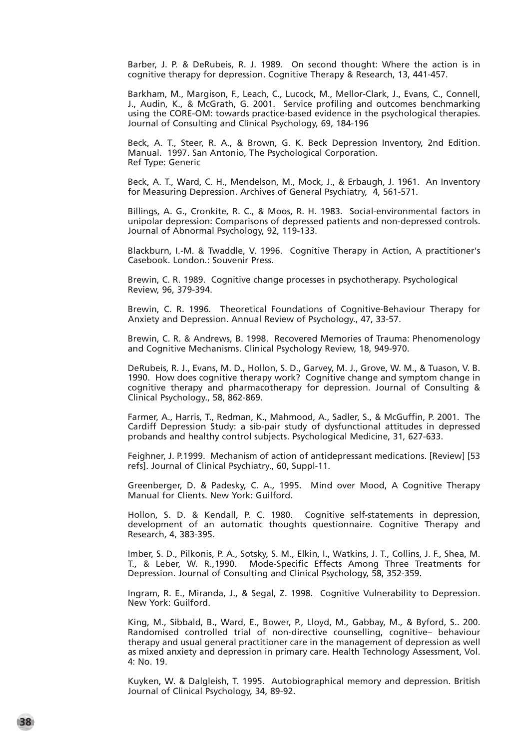Barber, J. P. & DeRubeis, R. J. 1989. On second thought: Where the action is in cognitive therapy for depression. Cognitive Therapy & Research, 13, 441-457.

Barkham, M., Margison, F., Leach, C., Lucock, M., Mellor-Clark, J., Evans, C., Connell, J., Audin, K., & McGrath, G. 2001. Service profiling and outcomes benchmarking using the CORE-OM: towards practice-based evidence in the psychological therapies. Journal of Consulting and Clinical Psychology, 69, 184-196

Beck, A. T., Steer, R. A., & Brown, G. K. Beck Depression Inventory, 2nd Edition. Manual. 1997. San Antonio, The Psychological Corporation.
Ref Type: Generic

Beck, A. T., Ward, C. H., Mendelson, M., Mock, J., & Erbaugh, J. 1961. An Inventory for Measuring Depression. Archives of General Psychiatry, 4, 561-571.

Billings, A. G., Cronkite, R. C., & Moos, R. H. 1983. Social-environmental factors in unipolar depression: Comparisons of depressed patients and non-depressed controls. Journal of Abnormal Psychology, 92, 119-133.

Blackburn, I.-M. & Twaddle, V. 1996. Cognitive Therapy in Action, A practitioner's Casebook. London.: Souvenir Press.

Brewin, C. R. 1989. Cognitive change processes in psychotherapy. Psychological Review, 96, 379-394.

Brewin, C. R. 1996. Theoretical Foundations of Cognitive-Behaviour Therapy for Anxiety and Depression. Annual Review of Psychology., 47, 33-57.

Brewin, C. R. & Andrews, B. 1998. Recovered Memories of Trauma: Phenomenology and Cognitive Mechanisms. Clinical Psychology Review, 18, 949-970.

DeRubeis, R. J., Evans, M. D., Hollon, S. D., Garvey, M. J., Grove, W. M., & Tuason, V. B. 1990. How does cognitive therapy work? Cognitive change and symptom change in cognitive therapy and pharmacotherapy for depression. Journal of Consulting & Clinical Psychology., 58, 862-869.

Farmer, A., Harris, T., Redman, K., Mahmood, A., Sadler, S., & McGuffin, P. 2001. The Cardiff Depression Study: a sib-pair study of dysfunctional attitudes in depressed probands and healthy control subjects. Psychological Medicine, 31, 627-633.

Feighner, J. P.1999. Mechanism of action of antidepressant medications. [Review] [53 refs]. Journal of Clinical Psychiatry., 60, Suppl-11.

Greenberger, D. & Padesky, C. A., 1995. Mind over Mood, A Cognitive Therapy Manual for Clients. New York: Guilford.

Hollon, S. D. & Kendall, P. C. 1980. Cognitive self-statements in depression, development of an automatic thoughts questionnaire. Cognitive Therapy and Research, 4, 383-395.

Imber, S. D., Pilkonis, P. A., Sotsky, S. M., Elkin, I., Watkins, J. T., Collins, J. F., Shea, M. T., & Leber, W. R.,1990. Mode-Specific Effects Among Three Treatments for Depression. Journal of Consulting and Clinical Psychology, 58, 352-359.

Ingram, R. E., Miranda, J., & Segal, Z. 1998. Cognitive Vulnerability to Depression. New York: Guilford.

King, M., Sibbald, B., Ward, E., Bower, P., Lloyd, M., Gabbay, M., & Byford, S.. 200. Randomised controlled trial of non-directive counselling, cognitive– behaviour therapy and usual general practitioner care in the management of depression as well as mixed anxiety and depression in primary care. Health Technology Assessment, Vol. 4: No. 19.

Kuyken, W. & Dalgleish, T. 1995. Autobiographical memory and depression. British Journal of Clinical Psychology, 34, 89-92.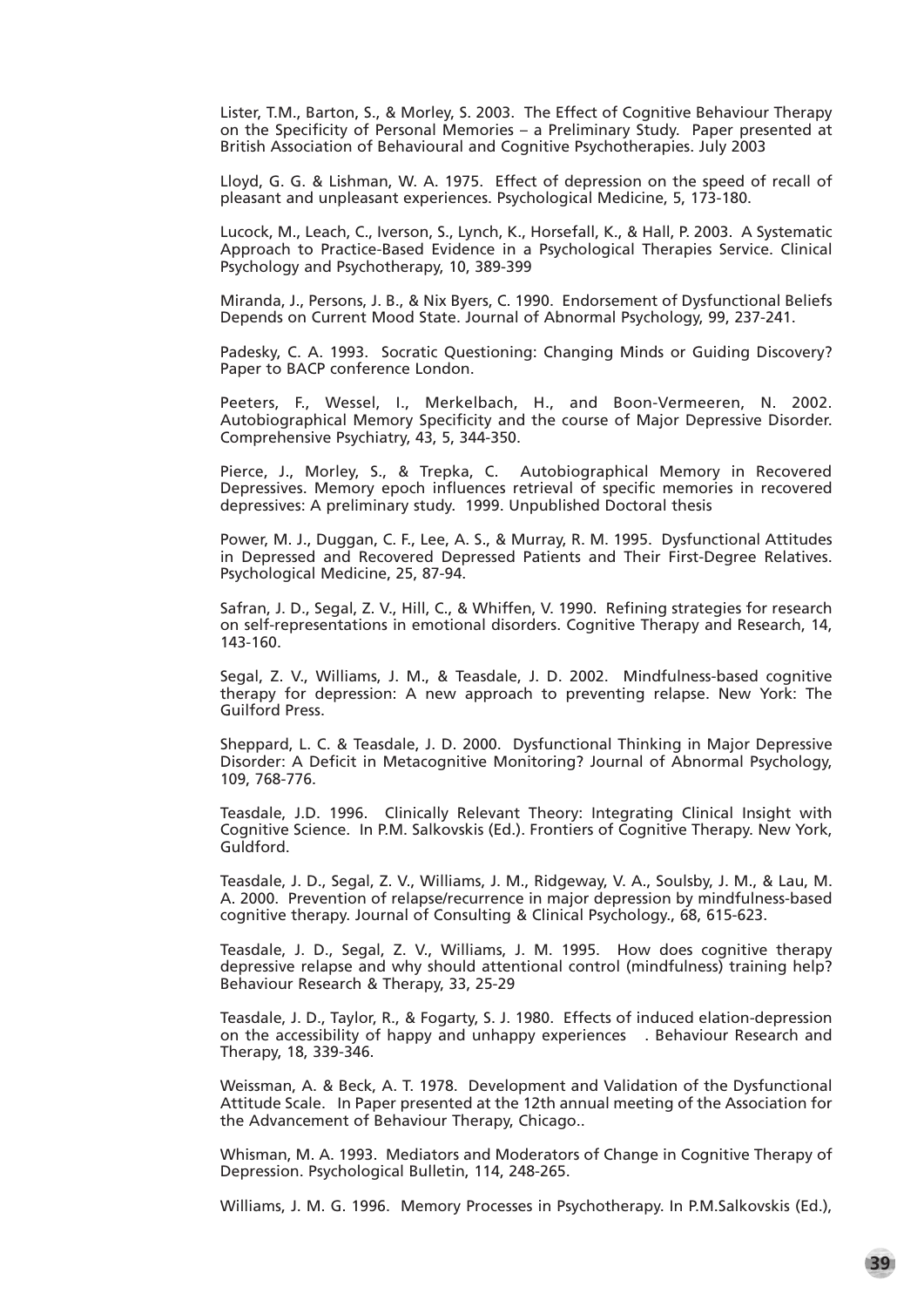Lister, T.M., Barton, S., & Morley, S. 2003. The Effect of Cognitive Behaviour Therapy on the Specificity of Personal Memories – a Preliminary Study. Paper presented at British Association of Behavioural and Cognitive Psychotherapies. July 2003

Lloyd, G. G. & Lishman, W. A. 1975. Effect of depression on the speed of recall of pleasant and unpleasant experiences. Psychological Medicine, 5, 173-180.

Lucock, M., Leach, C., Iverson, S., Lynch, K., Horsefall, K., & Hall, P. 2003. A Systematic Approach to Practice-Based Evidence in a Psychological Therapies Service. Clinical Psychology and Psychotherapy, 10, 389-399

Miranda, J., Persons, J. B., & Nix Byers, C. 1990. Endorsement of Dysfunctional Beliefs Depends on Current Mood State. Journal of Abnormal Psychology, 99, 237-241.

Padesky, C. A. 1993. Socratic Questioning: Changing Minds or Guiding Discovery? Paper to BACP conference London.

Peeters, F., Wessel, I., Merkelbach, H., and Boon-Vermeeren, N. 2002. Autobiographical Memory Specificity and the course of Major Depressive Disorder. Comprehensive Psychiatry, 43, 5, 344-350.

Pierce, J., Morley, S., & Trepka, C. Autobiographical Memory in Recovered Depressives. Memory epoch influences retrieval of specific memories in recovered depressives: A preliminary study. 1999. Unpublished Doctoral thesis

Power, M. J., Duggan, C. F., Lee, A. S., & Murray, R. M. 1995. Dysfunctional Attitudes in Depressed and Recovered Depressed Patients and Their First-Degree Relatives. Psychological Medicine, 25, 87-94.

Safran, J. D., Segal, Z. V., Hill, C., & Whiffen, V. 1990. Refining strategies for research on self-representations in emotional disorders. Cognitive Therapy and Research, 14, 143-160.

Segal, Z. V., Williams, J. M., & Teasdale, J. D. 2002. Mindfulness-based cognitive therapy for depression: A new approach to preventing relapse. New York: The Guilford Press.

Sheppard, L. C. & Teasdale, J. D. 2000. Dysfunctional Thinking in Major Depressive Disorder: A Deficit in Metacognitive Monitoring? Journal of Abnormal Psychology, 109, 768-776.

Teasdale, J.D. 1996. Clinically Relevant Theory: Integrating Clinical Insight with Cognitive Science. In P.M. Salkovskis (Ed.). Frontiers of Cognitive Therapy. New York, Guldford.

Teasdale, J. D., Segal, Z. V., Williams, J. M., Ridgeway, V. A., Soulsby, J. M., & Lau, M. A. 2000. Prevention of relapse/recurrence in major depression by mindfulness-based cognitive therapy. Journal of Consulting & Clinical Psychology., 68, 615-623.

Teasdale, J. D., Segal, Z. V., Williams, J. M. 1995. How does cognitive therapy depressive relapse and why should attentional control (mindfulness) training help? Behaviour Research & Therapy, 33, 25-29

Teasdale, J. D., Taylor, R., & Fogarty, S. J. 1980. Effects of induced elation-depression on the accessibility of happy and unhappy experiences . Behaviour Research and Therapy, 18, 339-346.

Weissman, A. & Beck, A. T. 1978. Development and Validation of the Dysfunctional Attitude Scale. In Paper presented at the 12th annual meeting of the Association for the Advancement of Behaviour Therapy, Chicago..

Whisman, M. A. 1993. Mediators and Moderators of Change in Cognitive Therapy of Depression. Psychological Bulletin, 114, 248-265.

Williams, J. M. G. 1996. Memory Processes in Psychotherapy. In P.M.Salkovskis (Ed.),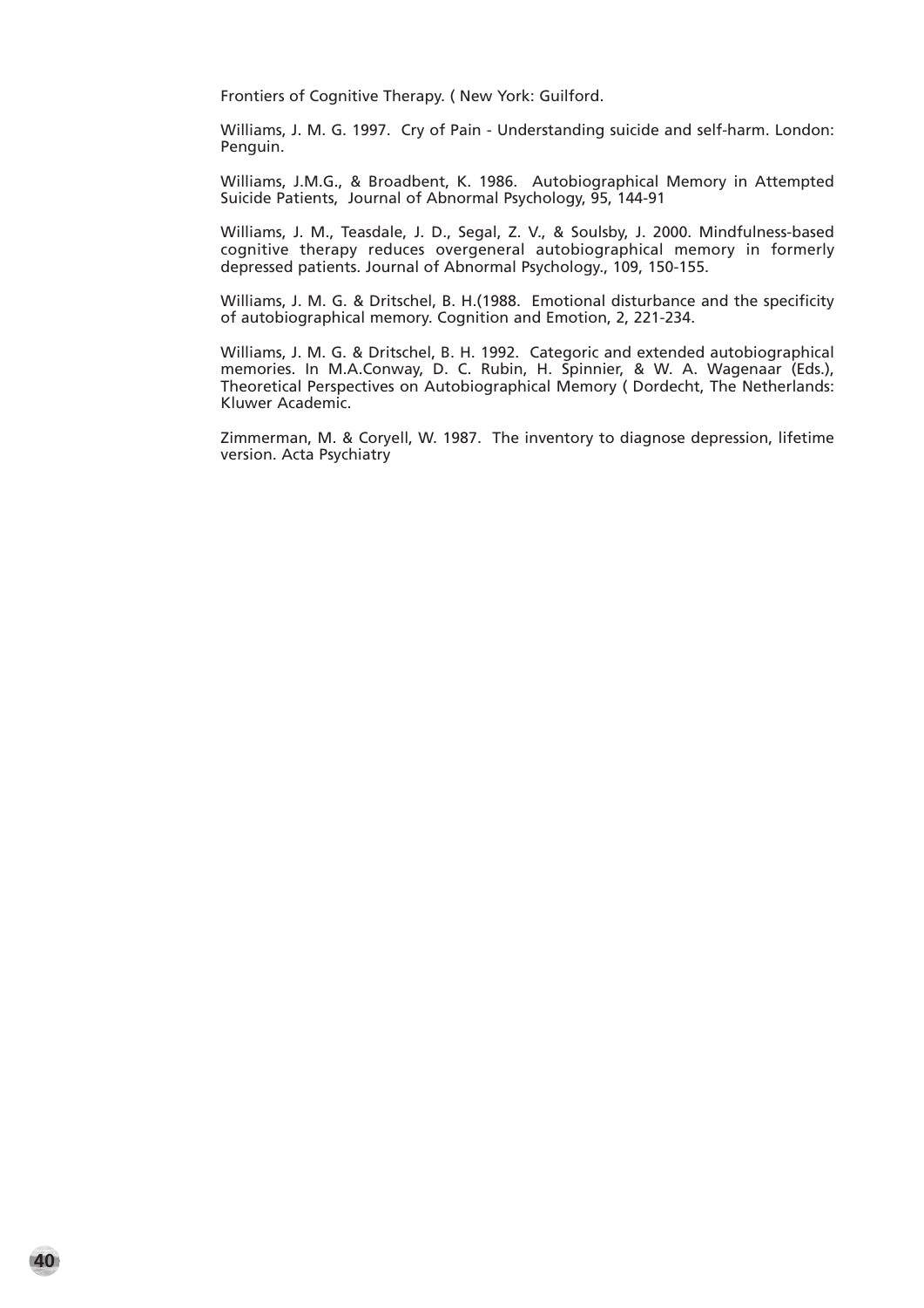Frontiers of Cognitive Therapy. ( New York: Guilford.

Williams, J. M. G. 1997. Cry of Pain - Understanding suicide and self-harm. London: Penguin.

Williams, J.M.G., & Broadbent, K. 1986. Autobiographical Memory in Attempted Suicide Patients, Journal of Abnormal Psychology, 95, 144-91

Williams, J. M., Teasdale, J. D., Segal, Z. V., & Soulsby, J. 2000. Mindfulness-based cognitive therapy reduces overgeneral autobiographical memory in formerly depressed patients. Journal of Abnormal Psychology., 109, 150-155.

Williams, J. M. G. & Dritschel, B. H.(1988. Emotional disturbance and the specificity of autobiographical memory. Cognition and Emotion, 2, 221-234.

Williams, J. M. G. & Dritschel, B. H. 1992. Categoric and extended autobiographical memories. In M.A.Conway, D. C. Rubin, H. Spinnier, & W. A. Wagenaar (Eds.), Theoretical Perspectives on Autobiographical Memory ( Dordecht, The Netherlands: Kluwer Academic.

Zimmerman, M. & Coryell, W. 1987. The inventory to diagnose depression, lifetime version. Acta Psychiatry